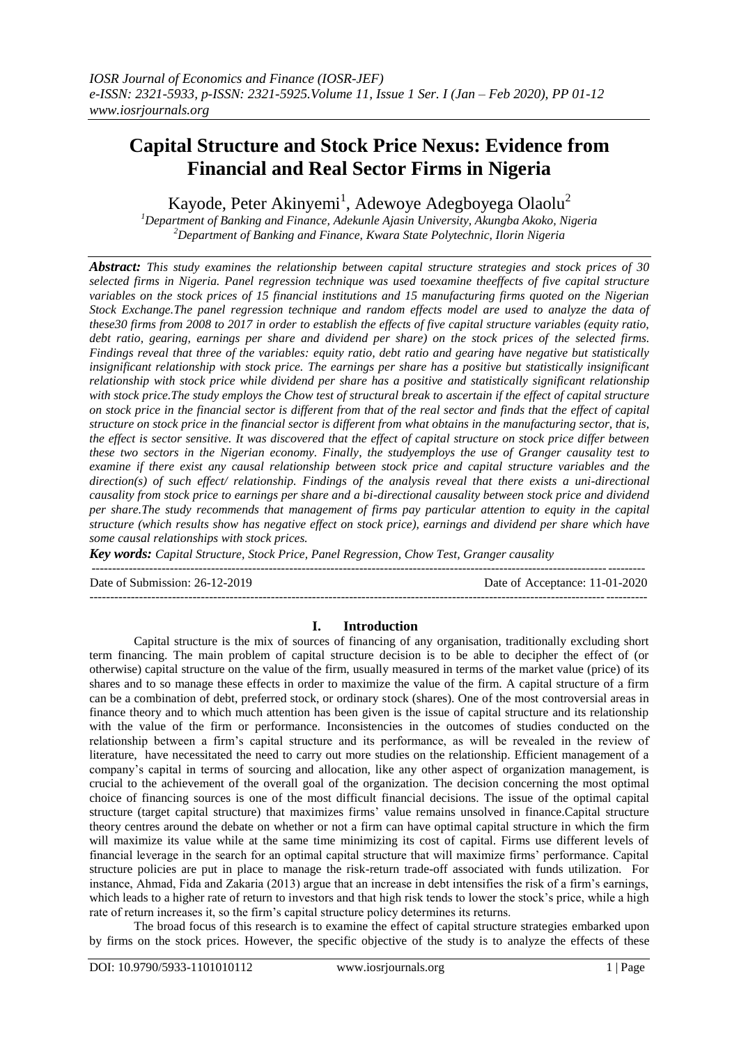# Capital Structure and Stock Price Nexus: Evidence from Financial and Real Sector Firms in Nigeria

Kayode, Peter Akinyemi[1], Adewoye Adegboyega Olaolu[2]

[1]Department of Banking and Finance, Adekunle Ajasin University, Akungba Akoko, Nigeria
[2]Department of Banking and Finance, Kwara State Polytechnic, Ilorin Nigeria

***Abstract:*** *This study examines the relationship between capital structure strategies and stock prices of 30 selected firms in Nigeria. Panel regression technique was used toexamine theeffects of five capital structure variables on the stock prices of 15 financial institutions and 15 manufacturing firms quoted on the Nigerian Stock Exchange.The panel regression technique and random effects model are used to analyze the data of these30 firms from 2008 to 2017 in order to establish the effects of five capital structure variables (equity ratio, debt ratio, gearing, earnings per share and dividend per share) on the stock prices of the selected firms. Findings reveal that three of the variables: equity ratio, debt ratio and gearing have negative but statistically insignificant relationship with stock price. The earnings per share has a positive but statistically insignificant relationship with stock price while dividend per share has a positive and statistically significant relationship with stock price.The study employs the Chow test of structural break to ascertain if the effect of capital structure on stock price in the financial sector is different from that of the real sector and finds that the effect of capital structure on stock price in the financial sector is different from what obtains in the manufacturing sector, that is, the effect is sector sensitive. It was discovered that the effect of capital structure on stock price differ between these two sectors in the Nigerian economy. Finally, the studyemploys the use of Granger causality test to examine if there exist any causal relationship between stock price and capital structure variables and the direction(s) of such effect/ relationship. Findings of the analysis reveal that there exists a uni-directional causality from stock price to earnings per share and a bi-directional causality between stock price and dividend per share.The study recommends that management of firms pay particular attention to equity in the capital structure (which results show has negative effect on stock price), earnings and dividend per share which have some causal relationships with stock prices.*

***Key words:*** *Capital Structure, Stock Price, Panel Regression, Chow Test, Granger causality*

Date of Submission: 26-12-2019 | Date of Acceptance: 11-01-2020

## I. Introduction

Capital structure is the mix of sources of financing of any organisation, traditionally excluding short term financing. The main problem of capital structure decision is to be able to decipher the effect of (or otherwise) capital structure on the value of the firm, usually measured in terms of the market value (price) of its shares and to so manage these effects in order to maximize the value of the firm. A capital structure of a firm can be a combination of debt, preferred stock, or ordinary stock (shares). One of the most controversial areas in finance theory and to which much attention has been given is the issue of capital structure and its relationship with the value of the firm or performance. Inconsistencies in the outcomes of studies conducted on the relationship between a firm's capital structure and its performance, as will be revealed in the review of literature, have necessitated the need to carry out more studies on the relationship. Efficient management of a company's capital in terms of sourcing and allocation, like any other aspect of organization management, is crucial to the achievement of the overall goal of the organization. The decision concerning the most optimal choice of financing sources is one of the most difficult financial decisions. The issue of the optimal capital structure (target capital structure) that maximizes firms' value remains unsolved in finance.Capital structure theory centres around the debate on whether or not a firm can have optimal capital structure in which the firm will maximize its value while at the same time minimizing its cost of capital. Firms use different levels of financial leverage in the search for an optimal capital structure that will maximize firms' performance. Capital structure policies are put in place to manage the risk-return trade-off associated with funds utilization. For instance, Ahmad, Fida and Zakaria (2013) argue that an increase in debt intensifies the risk of a firm's earnings, which leads to a higher rate of return to investors and that high risk tends to lower the stock's price, while a high rate of return increases it, so the firm's capital structure policy determines its returns.

The broad focus of this research is to examine the effect of capital structure strategies embarked upon by firms on the stock prices. However, the specific objective of the study is to analyze the effects of these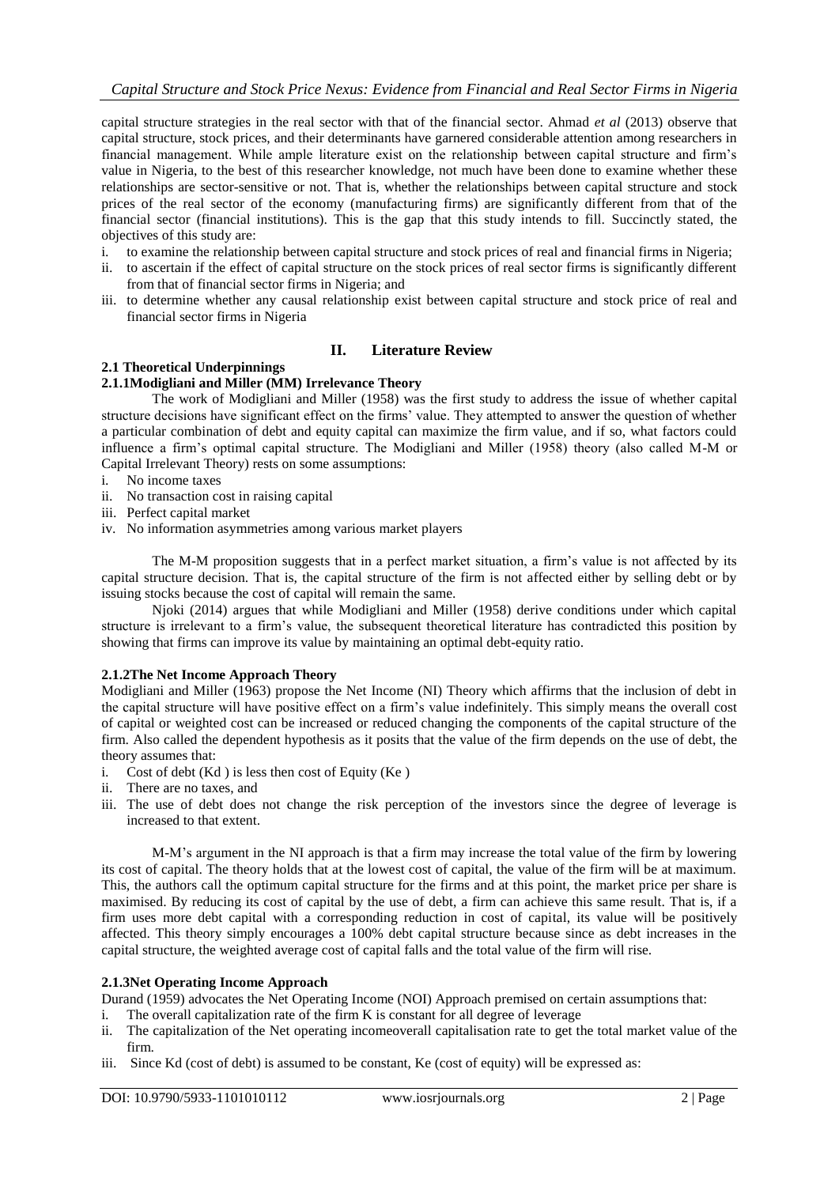capital structure strategies in the real sector with that of the financial sector. Ahmad *et al* (2013) observe that capital structure, stock prices, and their determinants have garnered considerable attention among researchers in financial management. While ample literature exist on the relationship between capital structure and firm's value in Nigeria, to the best of this researcher knowledge, not much have been done to examine whether these relationships are sector-sensitive or not. That is, whether the relationships between capital structure and stock prices of the real sector of the economy (manufacturing firms) are significantly different from that of the financial sector (financial institutions). This is the gap that this study intends to fill. Succinctly stated, the objectives of this study are:

i. to examine the relationship between capital structure and stock prices of real and financial firms in Nigeria;
ii. to ascertain if the effect of capital structure on the stock prices of real sector firms is significantly different from that of financial sector firms in Nigeria; and
iii. to determine whether any causal relationship exist between capital structure and stock price of real and financial sector firms in Nigeria

# II. Literature Review

## 2.1 Theoretical Underpinnings

### 2.1.1Modigliani and Miller (MM) Irrelevance Theory

The work of Modigliani and Miller (1958) was the first study to address the issue of whether capital structure decisions have significant effect on the firms' value. They attempted to answer the question of whether a particular combination of debt and equity capital can maximize the firm value, and if so, what factors could influence a firm's optimal capital structure. The Modigliani and Miller (1958) theory (also called M-M or Capital Irrelevant Theory) rests on some assumptions:

i. No income taxes
ii. No transaction cost in raising capital
iii. Perfect capital market
iv. No information asymmetries among various market players

The M-M proposition suggests that in a perfect market situation, a firm's value is not affected by its capital structure decision. That is, the capital structure of the firm is not affected either by selling debt or by issuing stocks because the cost of capital will remain the same.

Njoki (2014) argues that while Modigliani and Miller (1958) derive conditions under which capital structure is irrelevant to a firm's value, the subsequent theoretical literature has contradicted this position by showing that firms can improve its value by maintaining an optimal debt-equity ratio.

### 2.1.2The Net Income Approach Theory

Modigliani and Miller (1963) propose the Net Income (NI) Theory which affirms that the inclusion of debt in the capital structure will have positive effect on a firm's value indefinitely. This simply means the overall cost of capital or weighted cost can be increased or reduced changing the components of the capital structure of the firm. Also called the dependent hypothesis as it posits that the value of the firm depends on the use of debt, the theory assumes that:

i. Cost of debt (Kd ) is less then cost of Equity (Ke )
ii. There are no taxes, and
iii. The use of debt does not change the risk perception of the investors since the degree of leverage is increased to that extent.

M-M's argument in the NI approach is that a firm may increase the total value of the firm by lowering its cost of capital. The theory holds that at the lowest cost of capital, the value of the firm will be at maximum. This, the authors call the optimum capital structure for the firms and at this point, the market price per share is maximised. By reducing its cost of capital by the use of debt, a firm can achieve this same result. That is, if a firm uses more debt capital with a corresponding reduction in cost of capital, its value will be positively affected. This theory simply encourages a 100% debt capital structure because since as debt increases in the capital structure, the weighted average cost of capital falls and the total value of the firm will rise.

### 2.1.3Net Operating Income Approach

Durand (1959) advocates the Net Operating Income (NOI) Approach premised on certain assumptions that:

i. The overall capitalization rate of the firm K is constant for all degree of leverage
ii. The capitalization of the Net operating incomeoverall capitalisation rate to get the total market value of the firm.
iii. Since Kd (cost of debt) is assumed to be constant, Ke (cost of equity) will be expressed as: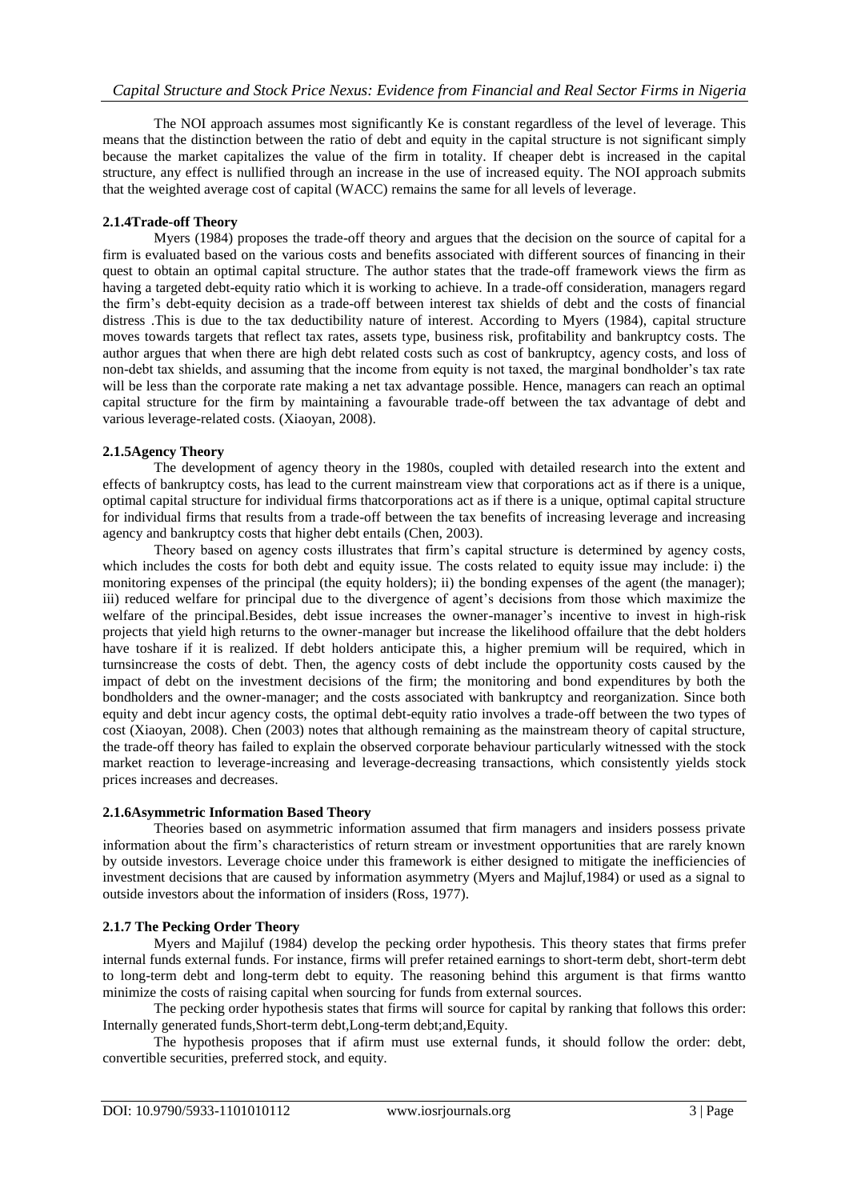The NOI approach assumes most significantly Ke is constant regardless of the level of leverage. This means that the distinction between the ratio of debt and equity in the capital structure is not significant simply because the market capitalizes the value of the firm in totality. If cheaper debt is increased in the capital structure, any effect is nullified through an increase in the use of increased equity. The NOI approach submits that the weighted average cost of capital (WACC) remains the same for all levels of leverage.

### 2.1.4Trade-off Theory

Myers (1984) proposes the trade-off theory and argues that the decision on the source of capital for a firm is evaluated based on the various costs and benefits associated with different sources of financing in their quest to obtain an optimal capital structure. The author states that the trade-off framework views the firm as having a targeted debt-equity ratio which it is working to achieve. In a trade-off consideration, managers regard the firm's debt-equity decision as a trade-off between interest tax shields of debt and the costs of financial distress .This is due to the tax deductibility nature of interest. According to Myers (1984), capital structure moves towards targets that reflect tax rates, assets type, business risk, profitability and bankruptcy costs. The author argues that when there are high debt related costs such as cost of bankruptcy, agency costs, and loss of non-debt tax shields, and assuming that the income from equity is not taxed, the marginal bondholder's tax rate will be less than the corporate rate making a net tax advantage possible. Hence, managers can reach an optimal capital structure for the firm by maintaining a favourable trade-off between the tax advantage of debt and various leverage-related costs. (Xiaoyan, 2008).

### 2.1.5Agency Theory

The development of agency theory in the 1980s, coupled with detailed research into the extent and effects of bankruptcy costs, has lead to the current mainstream view that corporations act as if there is a unique, optimal capital structure for individual firms thatcorporations act as if there is a unique, optimal capital structure for individual firms that results from a trade-off between the tax benefits of increasing leverage and increasing agency and bankruptcy costs that higher debt entails (Chen, 2003).

Theory based on agency costs illustrates that firm's capital structure is determined by agency costs, which includes the costs for both debt and equity issue. The costs related to equity issue may include: i) the monitoring expenses of the principal (the equity holders); ii) the bonding expenses of the agent (the manager); iii) reduced welfare for principal due to the divergence of agent's decisions from those which maximize the welfare of the principal.Besides, debt issue increases the owner-manager's incentive to invest in high-risk projects that yield high returns to the owner-manager but increase the likelihood offailure that the debt holders have toshare if it is realized. If debt holders anticipate this, a higher premium will be required, which in turnsincrease the costs of debt. Then, the agency costs of debt include the opportunity costs caused by the impact of debt on the investment decisions of the firm; the monitoring and bond expenditures by both the bondholders and the owner-manager; and the costs associated with bankruptcy and reorganization. Since both equity and debt incur agency costs, the optimal debt-equity ratio involves a trade-off between the two types of cost (Xiaoyan, 2008). Chen (2003) notes that although remaining as the mainstream theory of capital structure, the trade-off theory has failed to explain the observed corporate behaviour particularly witnessed with the stock market reaction to leverage-increasing and leverage-decreasing transactions, which consistently yields stock prices increases and decreases.

### 2.1.6Asymmetric Information Based Theory

Theories based on asymmetric information assumed that firm managers and insiders possess private information about the firm's characteristics of return stream or investment opportunities that are rarely known by outside investors. Leverage choice under this framework is either designed to mitigate the inefficiencies of investment decisions that are caused by information asymmetry (Myers and Majluf,1984) or used as a signal to outside investors about the information of insiders (Ross, 1977).

### 2.1.7 The Pecking Order Theory

Myers and Majiluf (1984) develop the pecking order hypothesis. This theory states that firms prefer internal funds external funds. For instance, firms will prefer retained earnings to short-term debt, short-term debt to long-term debt and long-term debt to equity. The reasoning behind this argument is that firms wantto minimize the costs of raising capital when sourcing for funds from external sources.

The pecking order hypothesis states that firms will source for capital by ranking that follows this order: Internally generated funds,Short-term debt,Long-term debt;and,Equity.

The hypothesis proposes that if afirm must use external funds, it should follow the order: debt, convertible securities, preferred stock, and equity.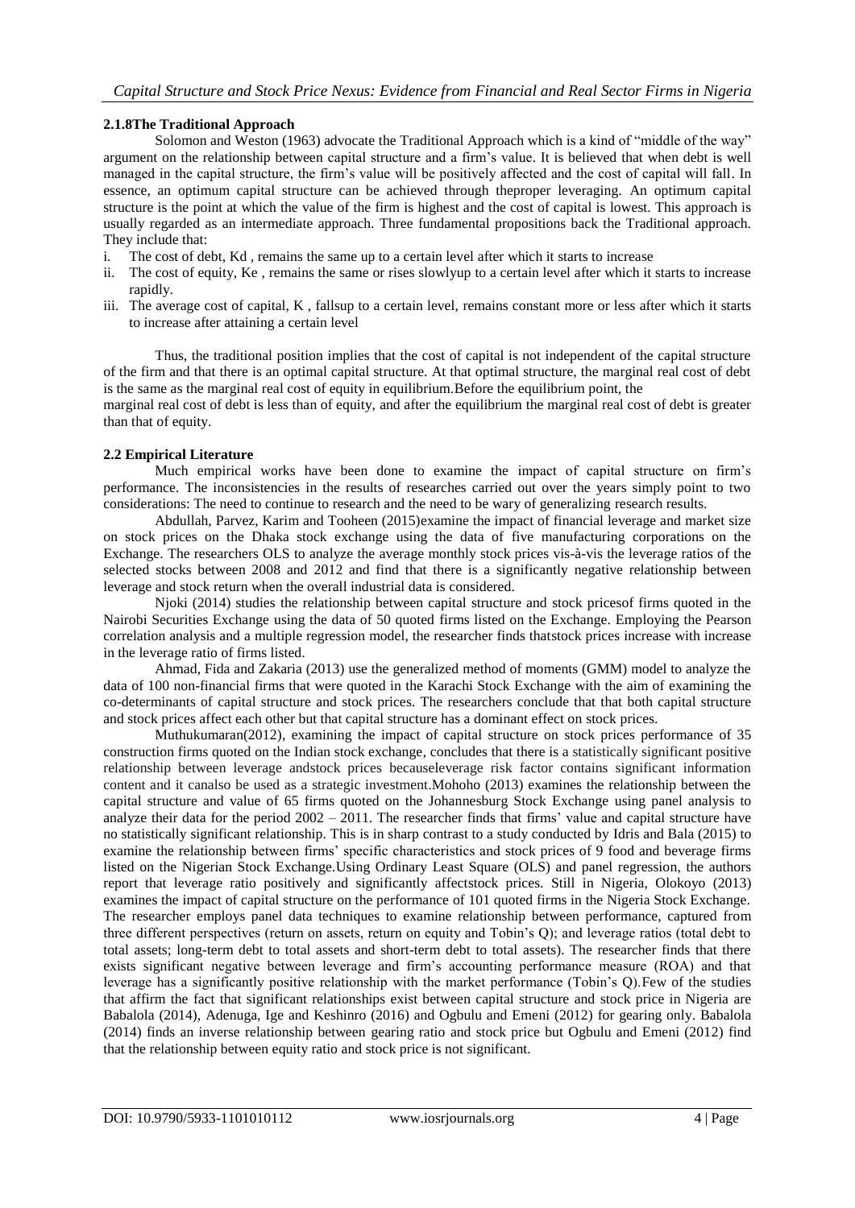### 2.1.8The Traditional Approach

Solomon and Weston (1963) advocate the Traditional Approach which is a kind of "middle of the way" argument on the relationship between capital structure and a firm's value. It is believed that when debt is well managed in the capital structure, the firm's value will be positively affected and the cost of capital will fall. In essence, an optimum capital structure can be achieved through theproper leveraging. An optimum capital structure is the point at which the value of the firm is highest and the cost of capital is lowest. This approach is usually regarded as an intermediate approach. Three fundamental propositions back the Traditional approach. They include that:

i. The cost of debt, Kd , remains the same up to a certain level after which it starts to increase
ii. The cost of equity, Ke , remains the same or rises slowlyup to a certain level after which it starts to increase rapidly.
iii. The average cost of capital, K , fallsup to a certain level, remains constant more or less after which it starts to increase after attaining a certain level

Thus, the traditional position implies that the cost of capital is not independent of the capital structure of the firm and that there is an optimal capital structure. At that optimal structure, the marginal real cost of debt is the same as the marginal real cost of equity in equilibrium.Before the equilibrium point, the
marginal real cost of debt is less than of equity, and after the equilibrium the marginal real cost of debt is greater than that of equity.

## 2.2 Empirical Literature

Much empirical works have been done to examine the impact of capital structure on firm's performance. The inconsistencies in the results of researches carried out over the years simply point to two considerations: The need to continue to research and the need to be wary of generalizing research results.

Abdullah, Parvez, Karim and Tooheen (2015)examine the impact of financial leverage and market size on stock prices on the Dhaka stock exchange using the data of five manufacturing corporations on the Exchange. The researchers OLS to analyze the average monthly stock prices vis-à-vis the leverage ratios of the selected stocks between 2008 and 2012 and find that there is a significantly negative relationship between leverage and stock return when the overall industrial data is considered.

Njoki (2014) studies the relationship between capital structure and stock pricesof firms quoted in the Nairobi Securities Exchange using the data of 50 quoted firms listed on the Exchange. Employing the Pearson correlation analysis and a multiple regression model, the researcher finds thatstock prices increase with increase in the leverage ratio of firms listed.

Ahmad, Fida and Zakaria (2013) use the generalized method of moments (GMM) model to analyze the data of 100 non-financial firms that were quoted in the Karachi Stock Exchange with the aim of examining the co-determinants of capital structure and stock prices. The researchers conclude that that both capital structure and stock prices affect each other but that capital structure has a dominant effect on stock prices.

Muthukumaran(2012), examining the impact of capital structure on stock prices performance of 35 construction firms quoted on the Indian stock exchange, concludes that there is a statistically significant positive relationship between leverage andstock prices becauseleverage risk factor contains significant information content and it canalso be used as a strategic investment.Mohoho (2013) examines the relationship between the capital structure and value of 65 firms quoted on the Johannesburg Stock Exchange using panel analysis to analyze their data for the period 2002 – 2011. The researcher finds that firms' value and capital structure have no statistically significant relationship. This is in sharp contrast to a study conducted by Idris and Bala (2015) to examine the relationship between firms' specific characteristics and stock prices of 9 food and beverage firms listed on the Nigerian Stock Exchange.Using Ordinary Least Square (OLS) and panel regression, the authors report that leverage ratio positively and significantly affectstock prices. Still in Nigeria, Olokoyo (2013) examines the impact of capital structure on the performance of 101 quoted firms in the Nigeria Stock Exchange. The researcher employs panel data techniques to examine relationship between performance, captured from three different perspectives (return on assets, return on equity and Tobin's Q); and leverage ratios (total debt to total assets; long-term debt to total assets and short-term debt to total assets). The researcher finds that there exists significant negative between leverage and firm's accounting performance measure (ROA) and that leverage has a significantly positive relationship with the market performance (Tobin's Q).Few of the studies that affirm the fact that significant relationships exist between capital structure and stock price in Nigeria are Babalola (2014), Adenuga, Ige and Keshinro (2016) and Ogbulu and Emeni (2012) for gearing only. Babalola (2014) finds an inverse relationship between gearing ratio and stock price but Ogbulu and Emeni (2012) find that the relationship between equity ratio and stock price is not significant.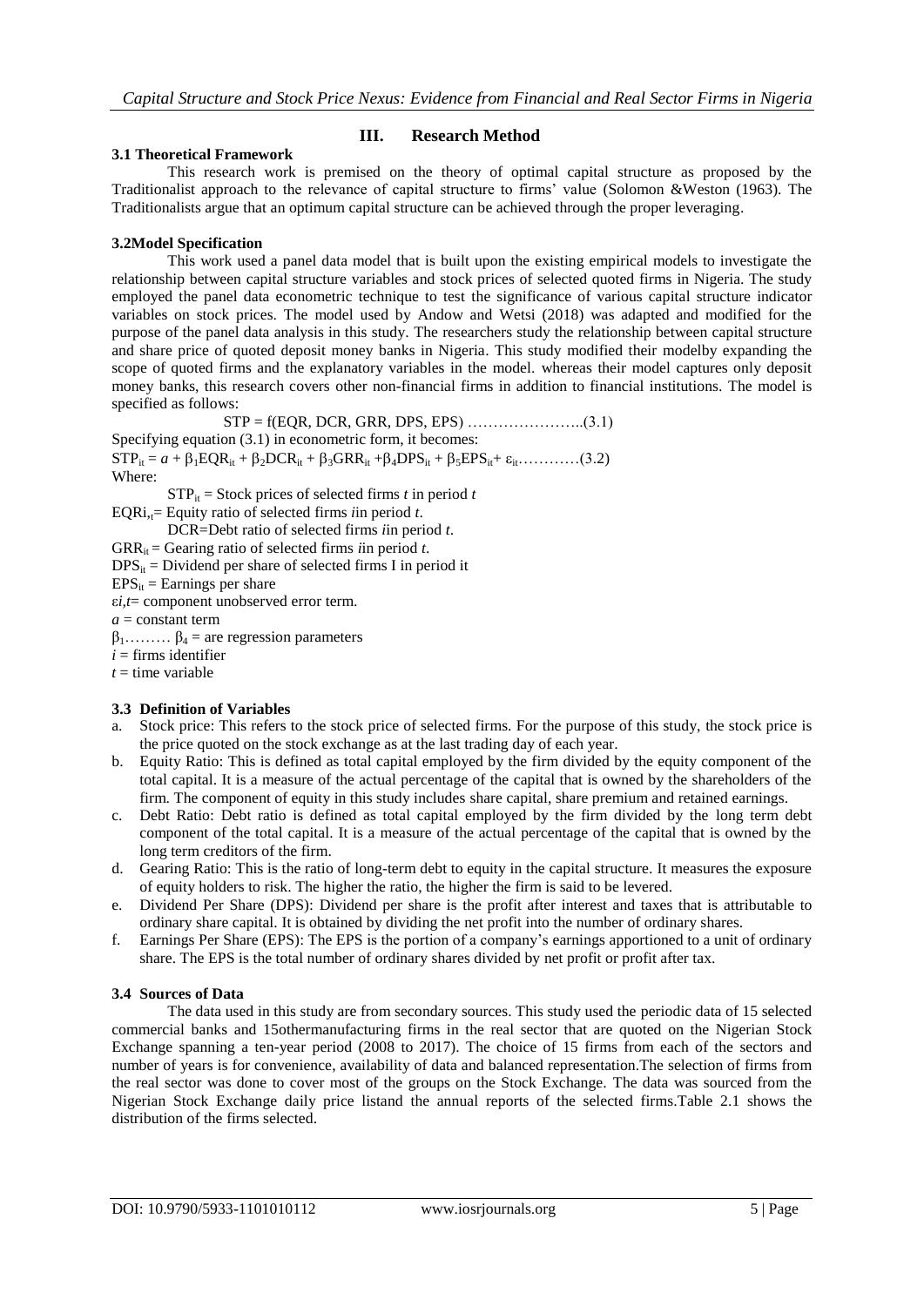## III. Research Method

### 3.1 Theoretical Framework

This research work is premised on the theory of optimal capital structure as proposed by the Traditionalist approach to the relevance of capital structure to firms' value (Solomon &Weston (1963). The Traditionalists argue that an optimum capital structure can be achieved through the proper leveraging.

### 3.2Model Specification

This work used a panel data model that is built upon the existing empirical models to investigate the relationship between capital structure variables and stock prices of selected quoted firms in Nigeria. The study employed the panel data econometric technique to test the significance of various capital structure indicator variables on stock prices. The model used by Andow and Wetsi (2018) was adapted and modified for the purpose of the panel data analysis in this study. The researchers study the relationship between capital structure and share price of quoted deposit money banks in Nigeria. This study modified their modelby expanding the scope of quoted firms and the explanatory variables in the model. whereas their model captures only deposit money banks, this research covers other non-financial firms in addition to financial institutions. The model is specified as follows:

$$STP = f(EQR, DCR, GRR, DPS, EPS) \ldots\ldots\ldots\ldots\ldots\ldots\ldots..(3.1)$$

Specifying equation (3.1) in econometric form, it becomes:

$$STP_{it} = a + \beta_1 EQR_{it} + \beta_2 DCR_{it} + \beta_3 GRR_{it} + \beta_4 DPS_{it} + \beta_5 EPS_{it} + \varepsilon_{it}\ldots\ldots\ldots\ldots(3.2)$$

Where:

$STP_{it}$ = Stock prices of selected firms *t* in period *t*

$EQRi_{,t}$= Equity ratio of selected firms *i*in period *t*.

DCR=Debt ratio of selected firms *i*in period *t*.

$GRR_{it}$ = Gearing ratio of selected firms *i*in period *t*.

$DPS_{it}$ = Dividend per share of selected firms I in period it

$EPS_{it}$ = Earnings per share

$\varepsilon i,t$= component unobserved error term.

$a$ = constant term

$\beta_1 \ldots\ldots\ldots \beta_4$ = are regression parameters

$i$ = firms identifier

$t$ = time variable

### 3.3 Definition of Variables

a. Stock price: This refers to the stock price of selected firms. For the purpose of this study, the stock price is the price quoted on the stock exchange as at the last trading day of each year.
b. Equity Ratio: This is defined as total capital employed by the firm divided by the equity component of the total capital. It is a measure of the actual percentage of the capital that is owned by the shareholders of the firm. The component of equity in this study includes share capital, share premium and retained earnings.
c. Debt Ratio: Debt ratio is defined as total capital employed by the firm divided by the long term debt component of the total capital. It is a measure of the actual percentage of the capital that is owned by the long term creditors of the firm.
d. Gearing Ratio: This is the ratio of long-term debt to equity in the capital structure. It measures the exposure of equity holders to risk. The higher the ratio, the higher the firm is said to be levered.
e. Dividend Per Share (DPS): Dividend per share is the profit after interest and taxes that is attributable to ordinary share capital. It is obtained by dividing the net profit into the number of ordinary shares.
f. Earnings Per Share (EPS): The EPS is the portion of a company's earnings apportioned to a unit of ordinary share. The EPS is the total number of ordinary shares divided by net profit or profit after tax.

### 3.4 Sources of Data

The data used in this study are from secondary sources. This study used the periodic data of 15 selected commercial banks and 15othermanufacturing firms in the real sector that are quoted on the Nigerian Stock Exchange spanning a ten-year period (2008 to 2017). The choice of 15 firms from each of the sectors and number of years is for convenience, availability of data and balanced representation.The selection of firms from the real sector was done to cover most of the groups on the Stock Exchange. The data was sourced from the Nigerian Stock Exchange daily price listand the annual reports of the selected firms.Table 2.1 shows the distribution of the firms selected.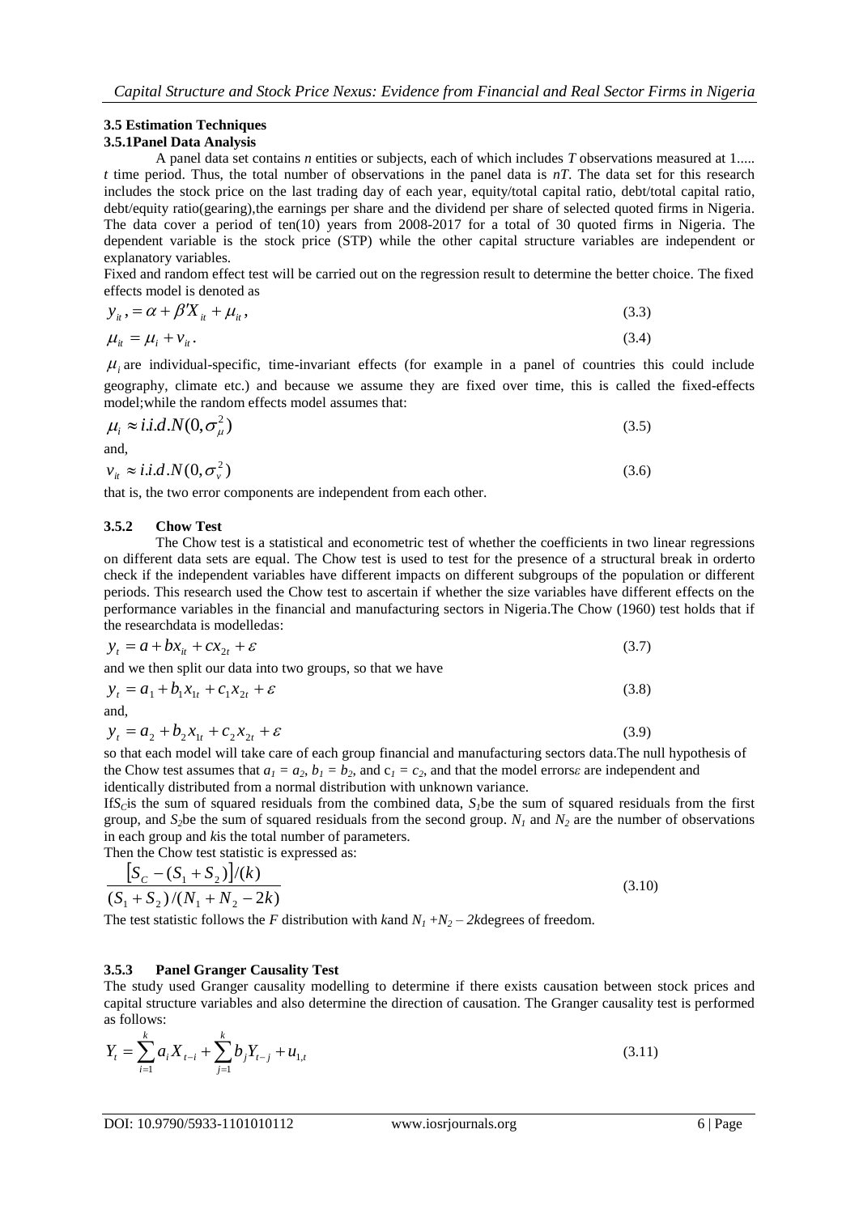### 3.5 Estimation Techniques

#### 3.5.1 Panel Data Analysis

A panel data set contains *n* entities or subjects, each of which includes *T* observations measured at 1..... *t* time period. Thus, the total number of observations in the panel data is *nT*. The data set for this research includes the stock price on the last trading day of each year, equity/total capital ratio, debt/total capital ratio, debt/equity ratio(gearing),the earnings per share and the dividend per share of selected quoted firms in Nigeria. The data cover a period of ten(10) years from 2008-2017 for a total of 30 quoted firms in Nigeria. The dependent variable is the stock price (STP) while the other capital structure variables are independent or explanatory variables.

Fixed and random effect test will be carried out on the regression result to determine the better choice. The fixed effects model is denoted as

$$y_{it}, = \alpha + \beta' X_{it} + \mu_{it}, \tag{3.3}$$

$$\mu_{it} = \mu_i + v_{it}. \tag{3.4}$$

$\mu_i$ are individual-specific, time-invariant effects (for example in a panel of countries this could include geography, climate etc.) and because we assume they are fixed over time, this is called the fixed-effects model;while the random effects model assumes that:

$$\mu_i \approx i.i.d.N(0, \sigma_\mu^2) \tag{3.5}$$

and,

$$v_{it} \approx i.i.d.N(0, \sigma_v^2) \tag{3.6}$$

that is, the two error components are independent from each other.

#### 3.5.2 Chow Test

The Chow test is a statistical and econometric test of whether the coefficients in two linear regressions on different data sets are equal. The Chow test is used to test for the presence of a structural break in orderto check if the independent variables have different impacts on different subgroups of the population or different periods. This research used the Chow test to ascertain if whether the size variables have different effects on the performance variables in the financial and manufacturing sectors in Nigeria.The Chow (1960) test holds that if the researchdata is modelledas:

$$y_t = a + bx_{it} + cx_{2t} + \varepsilon \tag{3.7}$$

and we then split our data into two groups, so that we have

$$y_t = a_1 + b_1 x_{1t} + c_1 x_{2t} + \varepsilon \tag{3.8}$$

and,

$$y_t = a_2 + b_2 x_{1t} + c_2 x_{2t} + \varepsilon \tag{3.9}$$

so that each model will take care of each group financial and manufacturing sectors data.The null hypothesis of the Chow test assumes that $a_1 = a_2$, $b_1 = b_2$, and $c_1 = c_2$, and that the model errors$\varepsilon$ are independent and identically distributed from a normal distribution with unknown variance.

If$S_C$is the sum of squared residuals from the combined data, $S_1$be the sum of squared residuals from the first group, and $S_2$be the sum of squared residuals from the second group. $N_1$ and $N_2$ are the number of observations in each group and *k*is the total number of parameters.

Then the Chow test statistic is expressed as:

$$\frac{\left[S_C - (S_1 + S_2)\right]/(k)}{(S_1 + S_2)/(N_1 + N_2 - 2k)} \tag{3.10}$$

The test statistic follows the *F* distribution with *k*and $N_1 + N_2 - 2k$degrees of freedom.

#### 3.5.3 Panel Granger Causality Test

The study used Granger causality modelling to determine if there exists causation between stock prices and capital structure variables and also determine the direction of causation. The Granger causality test is performed as follows:

$$Y_t = \sum_{i=1}^{k} a_i X_{t-i} + \sum_{j=1}^{k} b_j Y_{t-j} + u_{1,t} \tag{3.11}$$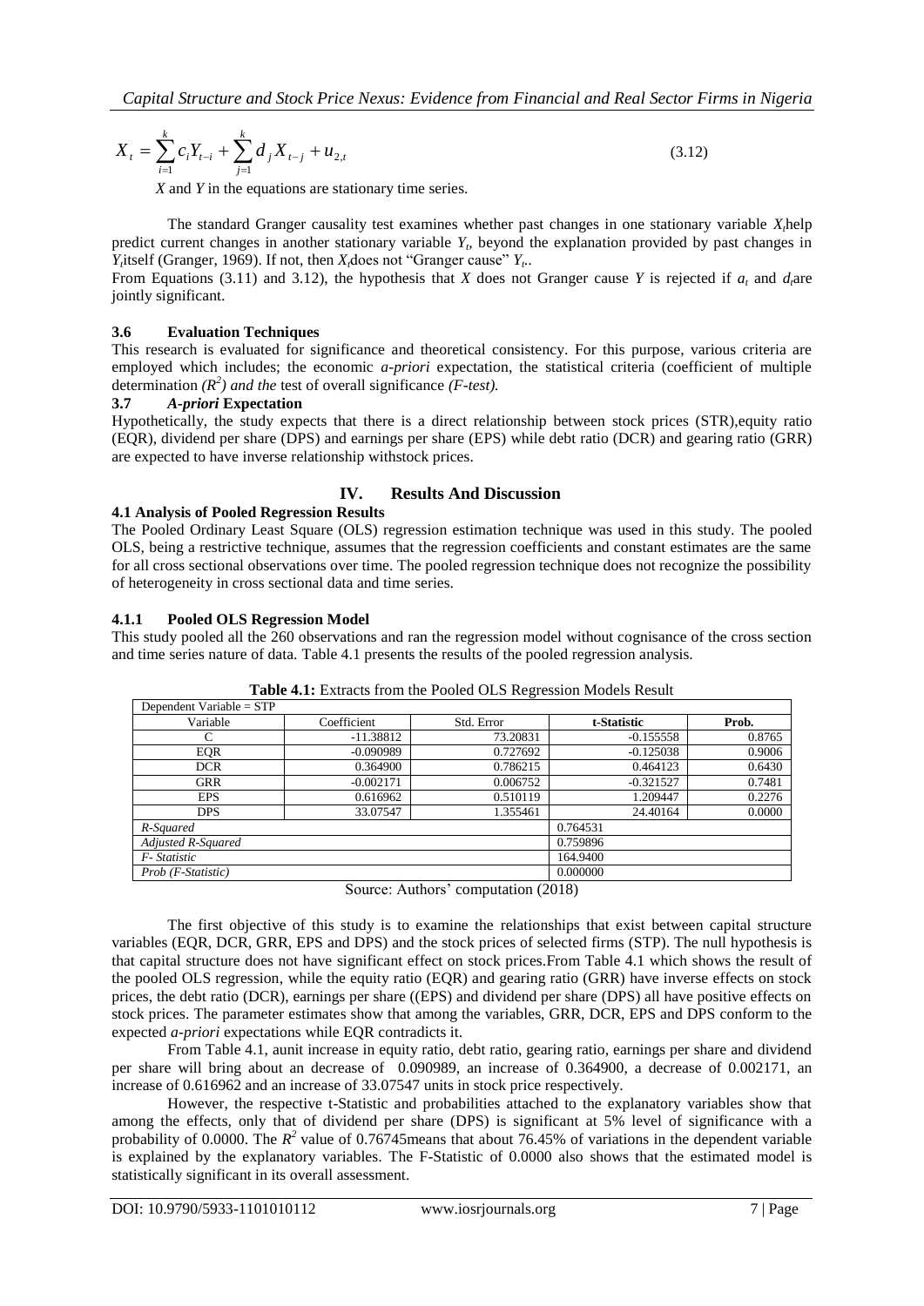$$X_t = \sum_{i=1}^{k} c_i Y_{t-i} + \sum_{j=1}^{k} d_j X_{t-j} + u_{2,t} \tag{3.12}$$

*X* and *Y* in the equations are stationary time series.

The standard Granger causality test examines whether past changes in one stationary variable $X_t$help predict current changes in another stationary variable $Y_t$, beyond the explanation provided by past changes in $Y_t$itself (Granger, 1969). If not, then $X_t$does not "Granger cause" $Y_t$..

From Equations (3.11) and 3.12), the hypothesis that *X* does not Granger cause *Y* is rejected if $a_t$ and $d_t$are jointly significant.

### 3.6 Evaluation Techniques

This research is evaluated for significance and theoretical consistency. For this purpose, various criteria are employed which includes; the economic *a-priori* expectation, the statistical criteria (coefficient of multiple determination *($R^2$) and the* test of overall significance *(F-test).*

### 3.7 *A-priori* Expectation

Hypothetically, the study expects that there is a direct relationship between stock prices (STR),equity ratio (EQR), dividend per share (DPS) and earnings per share (EPS) while debt ratio (DCR) and gearing ratio (GRR) are expected to have inverse relationship withstock prices.

## IV. Results And Discussion

### 4.1 Analysis of Pooled Regression Results

The Pooled Ordinary Least Square (OLS) regression estimation technique was used in this study. The pooled OLS, being a restrictive technique, assumes that the regression coefficients and constant estimates are the same for all cross sectional observations over time. The pooled regression technique does not recognize the possibility of heterogeneity in cross sectional data and time series.

#### 4.1.1 Pooled OLS Regression Model

This study pooled all the 260 observations and ran the regression model without cognisance of the cross section and time series nature of data. Table 4.1 presents the results of the pooled regression analysis.

**Table 4.1:** Extracts from the Pooled OLS Regression Models Result

| Dependent Variable = STP | | | | |
|---|---|---|---|---|
| Variable | Coefficient | Std. Error | **t-Statistic** | **Prob.** |
| C | -11.38812 | 73.20831 | -0.155558 | 0.8765 |
| EQR | -0.090989 | 0.727692 | -0.125038 | 0.9006 |
| DCR | 0.364900 | 0.786215 | 0.464123 | 0.6430 |
| GRR | -0.002171 | 0.006752 | -0.321527 | 0.7481 |
| EPS | 0.616962 | 0.510119 | 1.209447 | 0.2276 |
| DPS | 33.07547 | 1.355461 | 24.40164 | 0.0000 |
| *R-Squared* | | | 0.764531 | |
| *Adjusted R-Squared* | | | 0.759896 | |
| *F- Statistic* | | | 164.9400 | |
| *Prob (F-Statistic)* | | | 0.000000 | |

Source: Authors' computation (2018)

The first objective of this study is to examine the relationships that exist between capital structure variables (EQR, DCR, GRR, EPS and DPS) and the stock prices of selected firms (STP). The null hypothesis is that capital structure does not have significant effect on stock prices.From Table 4.1 which shows the result of the pooled OLS regression, while the equity ratio (EQR) and gearing ratio (GRR) have inverse effects on stock prices, the debt ratio (DCR), earnings per share ((EPS) and dividend per share (DPS) all have positive effects on stock prices. The parameter estimates show that among the variables, GRR, DCR, EPS and DPS conform to the expected *a-priori* expectations while EQR contradicts it.

From Table 4.1, aunit increase in equity ratio, debt ratio, gearing ratio, earnings per share and dividend per share will bring about an decrease of 0.090989, an increase of 0.364900, a decrease of 0.002171, an increase of 0.616962 and an increase of 33.07547 units in stock price respectively.

However, the respective t-Statistic and probabilities attached to the explanatory variables show that among the effects, only that of dividend per share (DPS) is significant at 5% level of significance with a probability of 0.0000. The $R^2$ value of 0.76745means that about 76.45% of variations in the dependent variable is explained by the explanatory variables. The F-Statistic of 0.0000 also shows that the estimated model is statistically significant in its overall assessment.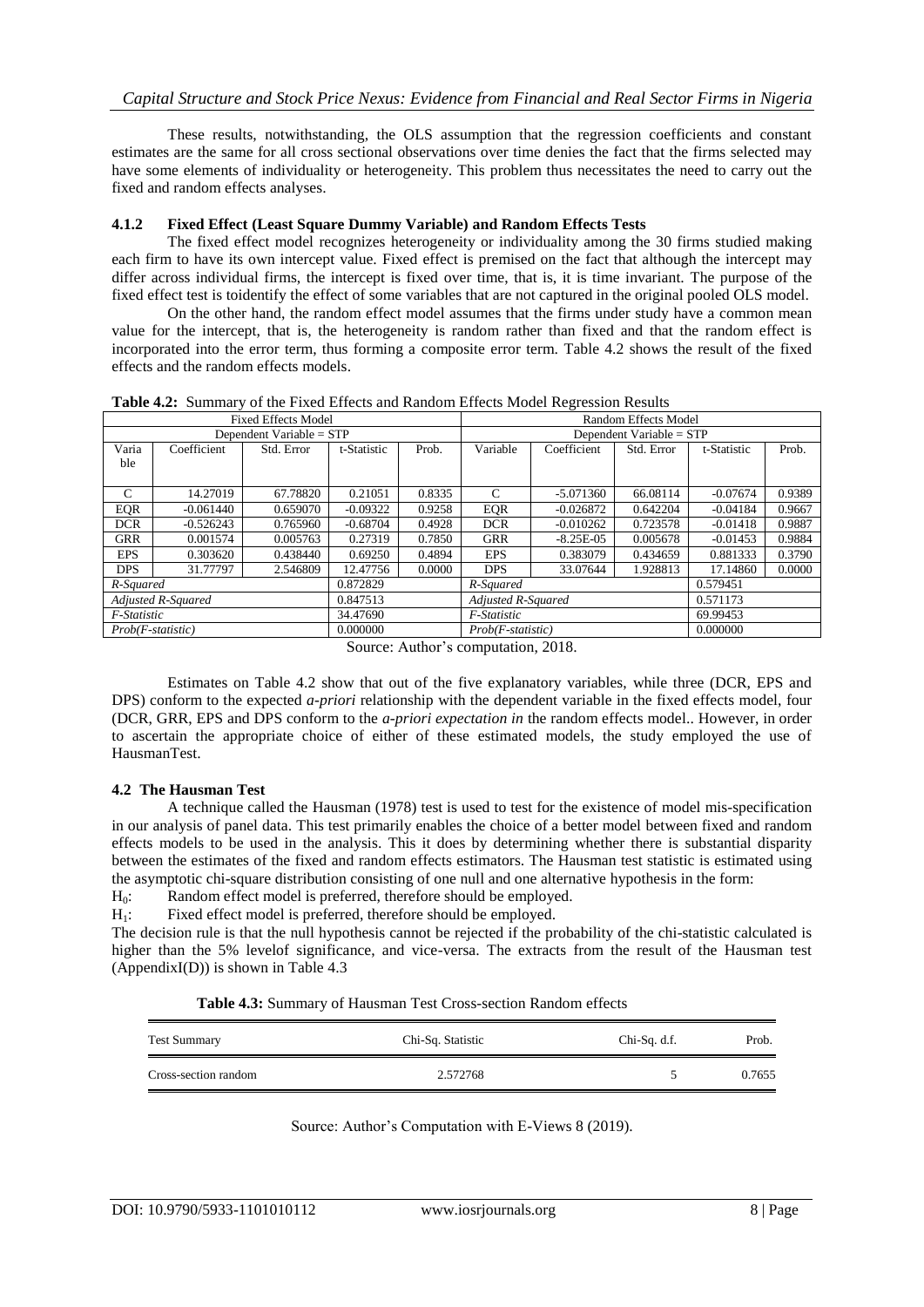These results, notwithstanding, the OLS assumption that the regression coefficients and constant estimates are the same for all cross sectional observations over time denies the fact that the firms selected may have some elements of individuality or heterogeneity. This problem thus necessitates the need to carry out the fixed and random effects analyses.

### 4.1.2 Fixed Effect (Least Square Dummy Variable) and Random Effects Tests

The fixed effect model recognizes heterogeneity or individuality among the 30 firms studied making each firm to have its own intercept value. Fixed effect is premised on the fact that although the intercept may differ across individual firms, the intercept is fixed over time, that is, it is time invariant. The purpose of the fixed effect test is toidentify the effect of some variables that are not captured in the original pooled OLS model.

On the other hand, the random effect model assumes that the firms under study have a common mean value for the intercept, that is, the heterogeneity is random rather than fixed and that the random effect is incorporated into the error term, thus forming a composite error term. Table 4.2 shows the result of the fixed effects and the random effects models.

**Table 4.2:** Summary of the Fixed Effects and Random Effects Model Regression Results

| Fixed Effects Model | | | | | Random Effects Model | | | | |
|---|---|---|---|---|---|---|---|---|---|
| Dependent Variable = STP | | | | | Dependent Variable = STP | | | | |
| Variable | Coefficient | Std. Error | t-Statistic | Prob. | Variable | Coefficient | Std. Error | t-Statistic | Prob. |
| C | 14.27019 | 67.78820 | 0.21051 | 0.8335 | C | -5.071360 | 66.08114 | -0.07674 | 0.9389 |
| EQR | -0.061440 | 0.659070 | -0.09322 | 0.9258 | EQR | -0.026872 | 0.642204 | -0.04184 | 0.9667 |
| DCR | -0.526243 | 0.765960 | -0.68704 | 0.4928 | DCR | -0.010262 | 0.723578 | -0.01418 | 0.9887 |
| GRR | 0.001574 | 0.005763 | 0.27319 | 0.7850 | GRR | -8.25E-05 | 0.005678 | -0.01453 | 0.9884 |
| EPS | 0.303620 | 0.438440 | 0.69250 | 0.4894 | EPS | 0.383079 | 0.434659 | 0.881333 | 0.3790 |
| DPS | 31.77797 | 2.546809 | 12.47756 | 0.0000 | DPS | 33.07644 | 1.928813 | 17.14860 | 0.0000 |
| *R-Squared* | | | 0.872829 | | *R-Squared* | | | 0.579451 | |
| *Adjusted R-Squared* | | | 0.847513 | | *Adjusted R-Squared* | | | 0.571173 | |
| *F-Statistic* | | | 34.47690 | | *F-Statistic* | | | 69.99453 | |
| *Prob(F-statistic)* | | | 0.000000 | | *Prob(F-statistic)* | | | 0.000000 | |

Source: Author's computation, 2018.

Estimates on Table 4.2 show that out of the five explanatory variables, while three (DCR, EPS and DPS) conform to the expected *a-priori* relationship with the dependent variable in the fixed effects model, four (DCR, GRR, EPS and DPS conform to the *a-priori expectation in* the random effects model.. However, in order to ascertain the appropriate choice of either of these estimated models, the study employed the use of HausmanTest.

## 4.2 The Hausman Test

A technique called the Hausman (1978) test is used to test for the existence of model mis-specification in our analysis of panel data. This test primarily enables the choice of a better model between fixed and random effects models to be used in the analysis. This it does by determining whether there is substantial disparity between the estimates of the fixed and random effects estimators. The Hausman test statistic is estimated using the asymptotic chi-square distribution consisting of one null and one alternative hypothesis in the form:

$H_0$: Random effect model is preferred, therefore should be employed.

$H_1$: Fixed effect model is preferred, therefore should be employed.

The decision rule is that the null hypothesis cannot be rejected if the probability of the chi-statistic calculated is higher than the 5% levelof significance, and vice-versa. The extracts from the result of the Hausman test (AppendixI(D)) is shown in Table 4.3

**Table 4.3:** Summary of Hausman Test Cross-section Random effects

| Test Summary | Chi-Sq. Statistic | Chi-Sq. d.f. | Prob. |
|---|---|---|---|
| Cross-section random | 2.572768 | 5 | 0.7655 |

Source: Author's Computation with E-Views 8 (2019).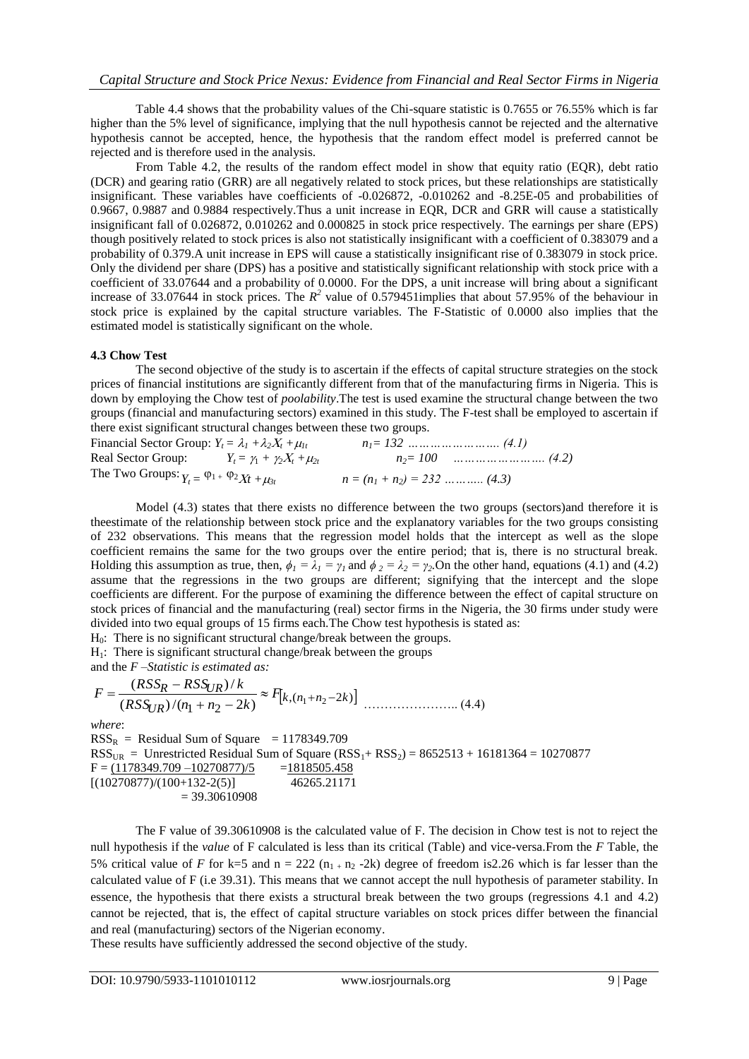Table 4.4 shows that the probability values of the Chi-square statistic is 0.7655 or 76.55% which is far higher than the 5% level of significance, implying that the null hypothesis cannot be rejected and the alternative hypothesis cannot be accepted, hence, the hypothesis that the random effect model is preferred cannot be rejected and is therefore used in the analysis.

From Table 4.2, the results of the random effect model in show that equity ratio (EQR), debt ratio (DCR) and gearing ratio (GRR) are all negatively related to stock prices, but these relationships are statistically insignificant. These variables have coefficients of -0.026872, -0.010262 and -8.25E-05 and probabilities of 0.9667, 0.9887 and 0.9884 respectively.Thus a unit increase in EQR, DCR and GRR will cause a statistically insignificant fall of 0.026872, 0.010262 and 0.000825 in stock price respectively. The earnings per share (EPS) though positively related to stock prices is also not statistically insignificant with a coefficient of 0.383079 and a probability of 0.379.A unit increase in EPS will cause a statistically insignificant rise of 0.383079 in stock price. Only the dividend per share (DPS) has a positive and statistically significant relationship with stock price with a coefficient of 33.07644 and a probability of 0.0000. For the DPS, a unit increase will bring about a significant increase of 33.07644 in stock prices. The $R^2$ value of 0.579451implies that about 57.95% of the behaviour in stock price is explained by the capital structure variables. The F-Statistic of 0.0000 also implies that the estimated model is statistically significant on the whole.

### 4.3 Chow Test

The second objective of the study is to ascertain if the effects of capital structure strategies on the stock prices of financial institutions are significantly different from that of the manufacturing firms in Nigeria. This is down by employing the Chow test of *poolability*.The test is used examine the structural change between the two groups (financial and manufacturing sectors) examined in this study. The F-test shall be employed to ascertain if there exist significant structural changes between these two groups.

Financial Sector Group: $Y_t = \lambda_1 + \lambda_2 X_t + \mu_{1t}$ $\qquad n_1 = 132$ ……………………. (4.1)

Real Sector Group: $Y_t = \gamma_1 + \gamma_2 X_t + \mu_{2t}$ $\qquad n_2 = 100$ ……………………. (4.2)

The Two Groups: $Y_t = \varphi_1 + \varphi_2 X t + \mu_{3t}$ $\qquad n = (n_1 + n_2) = 232$ ……….. (4.3)

Model (4.3) states that there exists no difference between the two groups (sectors)and therefore it is theestimate of the relationship between stock price and the explanatory variables for the two groups consisting of 232 observations. This means that the regression model holds that the intercept as well as the slope coefficient remains the same for the two groups over the entire period; that is, there is no structural break. Holding this assumption as true, then, $\phi_1 = \lambda_1 = \gamma_1$ and $\phi_2 = \lambda_2 = \gamma_2$.On the other hand, equations (4.1) and (4.2) assume that the regressions in the two groups are different; signifying that the intercept and the slope coefficients are different. For the purpose of examining the difference between the effect of capital structure on stock prices of financial and the manufacturing (real) sector firms in the Nigeria, the 30 firms under study were divided into two equal groups of 15 firms each.The Chow test hypothesis is stated as:

$H_0$: There is no significant structural change/break between the groups.

$H_1$: There is significant structural change/break between the groups

and the *F –Statistic is estimated as:*

$$F = \frac{(RSS_R - RSS_{UR})/k}{(RSS_{UR})/(n_1 + n_2 - 2k)} \approx F\left[k,(n_1+n_2-2k)\right] \quad \text{…………………..} \ (4.4)$$

*where*:

$RSS_R$ = Residual Sum of Square = 1178349.709

$RSS_{UR}$ = Unrestricted Residual Sum of Square ($RSS_1$+ $RSS_2$) = 8652513 + 16181364 = 10270877

$$F = \frac{(1178349.709 - 10270877)/5}{[(10270877)/(100+132-2(5)]} = \frac{1818505.458}{46265.21171} = 39.30610908$$

The F value of 39.30610908 is the calculated value of F. The decision in Chow test is not to reject the null hypothesis if the *value* of F calculated is less than its critical (Table) and vice-versa.From the *F* Table, the 5% critical value of *F* for k=5 and n = 222 ($n_1 + n_2$ -2k) degree of freedom is2.26 which is far lesser than the calculated value of F (i.e 39.31). This means that we cannot accept the null hypothesis of parameter stability. In essence, the hypothesis that there exists a structural break between the two groups (regressions 4.1 and 4.2) cannot be rejected, that is, the effect of capital structure variables on stock prices differ between the financial and real (manufacturing) sectors of the Nigerian economy.

These results have sufficiently addressed the second objective of the study.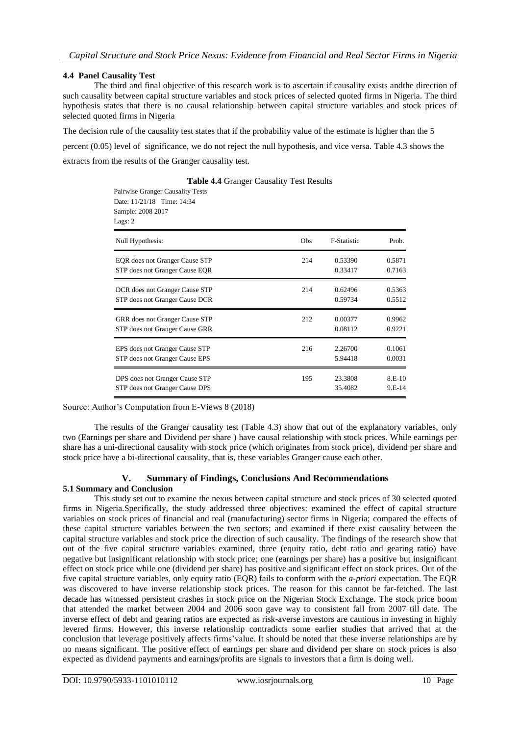### 4.4 Panel Causality Test

The third and final objective of this research work is to ascertain if causality exists andthe direction of such causality between capital structure variables and stock prices of selected quoted firms in Nigeria. The third hypothesis states that there is no causal relationship between capital structure variables and stock prices of selected quoted firms in Nigeria

The decision rule of the causality test states that if the probability value of the estimate is higher than the 5 percent (0.05) level of significance, we do not reject the null hypothesis, and vice versa. Table 4.3 shows the extracts from the results of the Granger causality test.

**Table 4.4** Granger Causality Test Results

Pairwise Granger Causality Tests
Date: 11/21/18 Time: 14:34
Sample: 2008 2017
Lags: 2

| Null Hypothesis: | Obs | F-Statistic | Prob. |
|---|---|---|---|
| EQR does not Granger Cause STP | 214 | 0.53390 | 0.5871 |
| STP does not Granger Cause EQR | | 0.33417 | 0.7163 |
| DCR does not Granger Cause STP | 214 | 0.62496 | 0.5363 |
| STP does not Granger Cause DCR | | 0.59734 | 0.5512 |
| GRR does not Granger Cause STP | 212 | 0.00377 | 0.9962 |
| STP does not Granger Cause GRR | | 0.08112 | 0.9221 |
| EPS does not Granger Cause STP | 216 | 2.26700 | 0.1061 |
| STP does not Granger Cause EPS | | 5.94418 | 0.0031 |
| DPS does not Granger Cause STP | 195 | 23.3808 | 8.E-10 |
| STP does not Granger Cause DPS | | 35.4082 | 9.E-14 |

Source: Author's Computation from E-Views 8 (2018)

The results of the Granger causality test (Table 4.3) show that out of the explanatory variables, only two (Earnings per share and Dividend per share ) have causal relationship with stock prices. While earnings per share has a uni-directional causality with stock price (which originates from stock price), dividend per share and stock price have a bi-directional causality, that is, these variables Granger cause each other.

## V. Summary of Findings, Conclusions And Recommendations

### 5.1 Summary and Conclusion

This study set out to examine the nexus between capital structure and stock prices of 30 selected quoted firms in Nigeria.Specifically, the study addressed three objectives: examined the effect of capital structure variables on stock prices of financial and real (manufacturing) sector firms in Nigeria; compared the effects of these capital structure variables between the two sectors; and examined if there exist causality between the capital structure variables and stock price the direction of such causality. The findings of the research show that out of the five capital structure variables examined, three (equity ratio, debt ratio and gearing ratio) have negative but insignificant relationship with stock price; one (earnings per share) has a positive but insignificant effect on stock price while one (dividend per share) has positive and significant effect on stock prices. Out of the five capital structure variables, only equity ratio (EQR) fails to conform with the *a-priori* expectation. The EQR was discovered to have inverse relationship stock prices. The reason for this cannot be far-fetched. The last decade has witnessed persistent crashes in stock price on the Nigerian Stock Exchange. The stock price boom that attended the market between 2004 and 2006 soon gave way to consistent fall from 2007 till date. The inverse effect of debt and gearing ratios are expected as risk-averse investors are cautious in investing in highly levered firms. However, this inverse relationship contradicts some earlier studies that arrived that at the conclusion that leverage positively affects firms'value. It should be noted that these inverse relationships are by no means significant. The positive effect of earnings per share and dividend per share on stock prices is also expected as dividend payments and earnings/profits are signals to investors that a firm is doing well.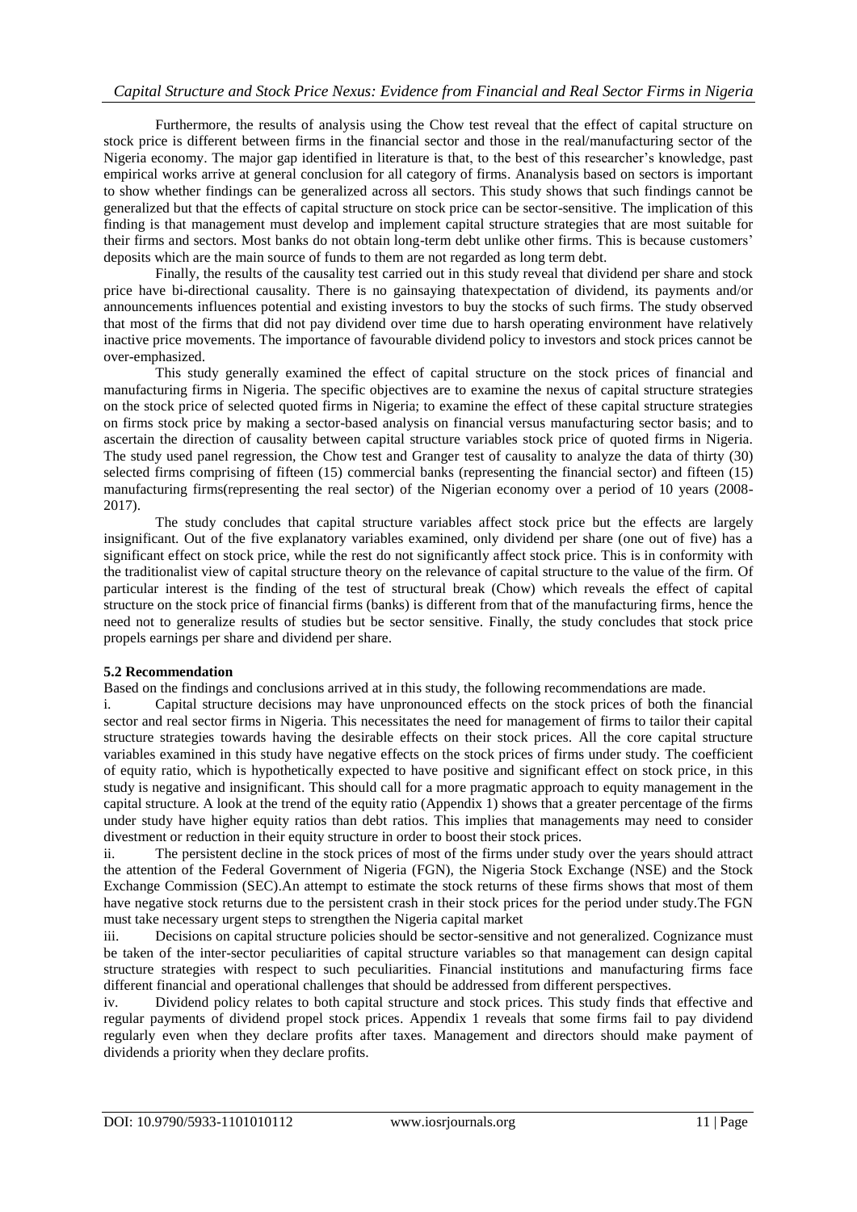Furthermore, the results of analysis using the Chow test reveal that the effect of capital structure on stock price is different between firms in the financial sector and those in the real/manufacturing sector of the Nigeria economy. The major gap identified in literature is that, to the best of this researcher's knowledge, past empirical works arrive at general conclusion for all category of firms. Ananalysis based on sectors is important to show whether findings can be generalized across all sectors. This study shows that such findings cannot be generalized but that the effects of capital structure on stock price can be sector-sensitive. The implication of this finding is that management must develop and implement capital structure strategies that are most suitable for their firms and sectors. Most banks do not obtain long-term debt unlike other firms. This is because customers' deposits which are the main source of funds to them are not regarded as long term debt.

Finally, the results of the causality test carried out in this study reveal that dividend per share and stock price have bi-directional causality. There is no gainsaying thatexpectation of dividend, its payments and/or announcements influences potential and existing investors to buy the stocks of such firms. The study observed that most of the firms that did not pay dividend over time due to harsh operating environment have relatively inactive price movements. The importance of favourable dividend policy to investors and stock prices cannot be over-emphasized.

This study generally examined the effect of capital structure on the stock prices of financial and manufacturing firms in Nigeria. The specific objectives are to examine the nexus of capital structure strategies on the stock price of selected quoted firms in Nigeria; to examine the effect of these capital structure strategies on firms stock price by making a sector-based analysis on financial versus manufacturing sector basis; and to ascertain the direction of causality between capital structure variables stock price of quoted firms in Nigeria. The study used panel regression, the Chow test and Granger test of causality to analyze the data of thirty (30) selected firms comprising of fifteen (15) commercial banks (representing the financial sector) and fifteen (15) manufacturing firms(representing the real sector) of the Nigerian economy over a period of 10 years (2008-2017).

The study concludes that capital structure variables affect stock price but the effects are largely insignificant. Out of the five explanatory variables examined, only dividend per share (one out of five) has a significant effect on stock price, while the rest do not significantly affect stock price. This is in conformity with the traditionalist view of capital structure theory on the relevance of capital structure to the value of the firm. Of particular interest is the finding of the test of structural break (Chow) which reveals the effect of capital structure on the stock price of financial firms (banks) is different from that of the manufacturing firms, hence the need not to generalize results of studies but be sector sensitive. Finally, the study concludes that stock price propels earnings per share and dividend per share.

**5.2 Recommendation**

Based on the findings and conclusions arrived at in this study, the following recommendations are made.

i. Capital structure decisions may have unpronounced effects on the stock prices of both the financial sector and real sector firms in Nigeria. This necessitates the need for management of firms to tailor their capital structure strategies towards having the desirable effects on their stock prices. All the core capital structure variables examined in this study have negative effects on the stock prices of firms under study. The coefficient of equity ratio, which is hypothetically expected to have positive and significant effect on stock price, in this study is negative and insignificant. This should call for a more pragmatic approach to equity management in the capital structure. A look at the trend of the equity ratio (Appendix 1) shows that a greater percentage of the firms under study have higher equity ratios than debt ratios. This implies that managements may need to consider divestment or reduction in their equity structure in order to boost their stock prices.

ii. The persistent decline in the stock prices of most of the firms under study over the years should attract the attention of the Federal Government of Nigeria (FGN), the Nigeria Stock Exchange (NSE) and the Stock Exchange Commission (SEC).An attempt to estimate the stock returns of these firms shows that most of them have negative stock returns due to the persistent crash in their stock prices for the period under study.The FGN must take necessary urgent steps to strengthen the Nigeria capital market

iii. Decisions on capital structure policies should be sector-sensitive and not generalized. Cognizance must be taken of the inter-sector peculiarities of capital structure variables so that management can design capital structure strategies with respect to such peculiarities. Financial institutions and manufacturing firms face different financial and operational challenges that should be addressed from different perspectives.

iv. Dividend policy relates to both capital structure and stock prices. This study finds that effective and regular payments of dividend propel stock prices. Appendix 1 reveals that some firms fail to pay dividend regularly even when they declare profits after taxes. Management and directors should make payment of dividends a priority when they declare profits.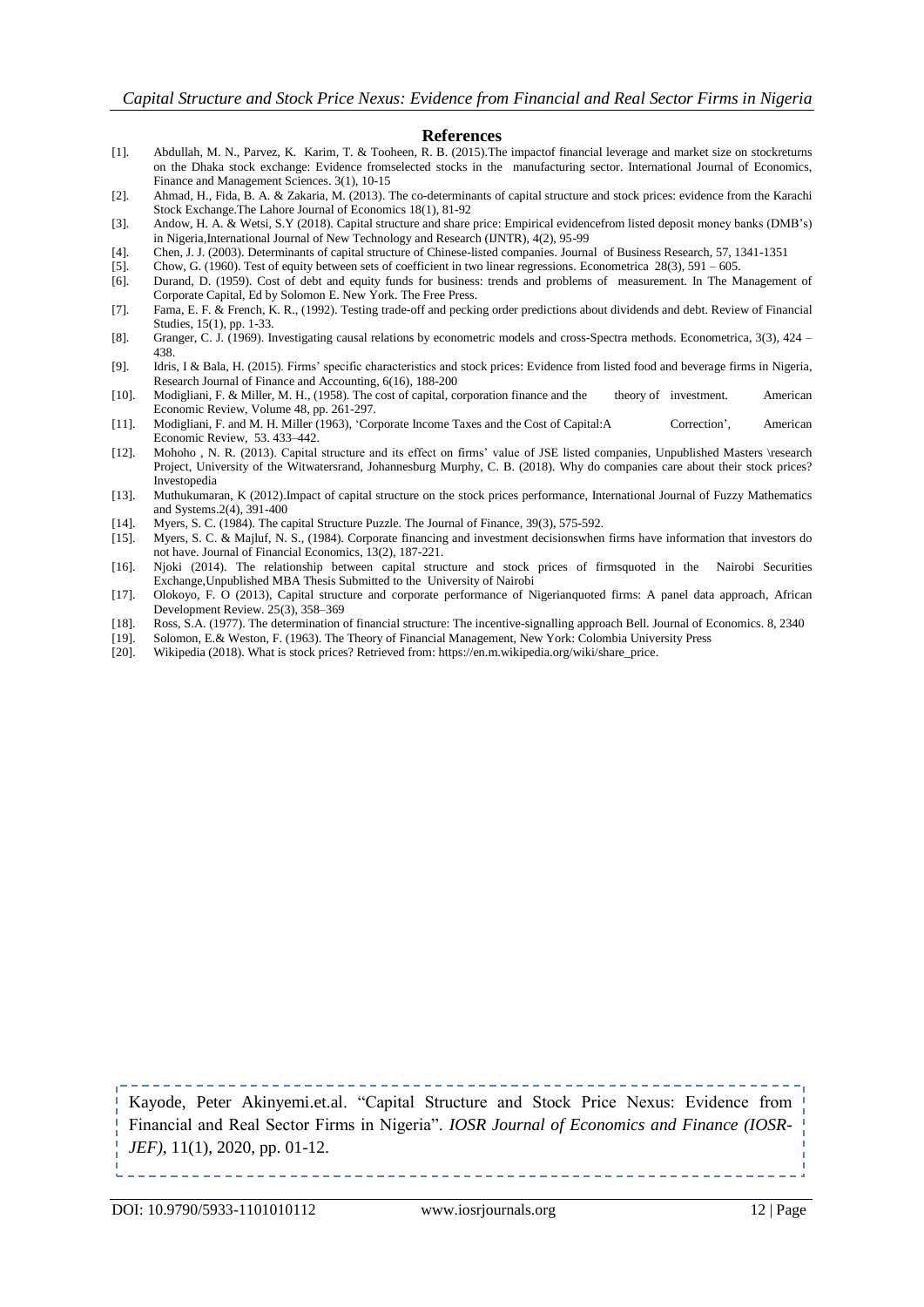## References

[1]. Abdullah, M. N., Parvez, K. Karim, T. & Tooheen, R. B. (2015).The impactof financial leverage and market size on stockreturns on the Dhaka stock exchange: Evidence fromselected stocks in the manufacturing sector. International Journal of Economics, Finance and Management Sciences. 3(1), 10-15

[2]. Ahmad, H., Fida, B. A. & Zakaria, M. (2013). The co-determinants of capital structure and stock prices: evidence from the Karachi Stock Exchange.The Lahore Journal of Economics 18(1), 81-92

[3]. Andow, H. A. & Wetsi, S.Y (2018). Capital structure and share price: Empirical evidencefrom listed deposit money banks (DMB's) in Nigeria,International Journal of New Technology and Research (IJNTR), 4(2), 95-99

[4]. Chen, J. J. (2003). Determinants of capital structure of Chinese-listed companies. Journal of Business Research, 57, 1341-1351

[5]. Chow, G. (1960). Test of equity between sets of coefficient in two linear regressions. Econometrica 28(3), 591 – 605.

[6]. Durand, D. (1959). Cost of debt and equity funds for business: trends and problems of measurement. In The Management of Corporate Capital, Ed by Solomon E. New York. The Free Press.

[7]. Fama, E. F. & French, K. R., (1992). Testing trade-off and pecking order predictions about dividends and debt. Review of Financial Studies, 15(1), pp. 1-33.

[8]. Granger, C. J. (1969). Investigating causal relations by econometric models and cross-Spectra methods. Econometrica, 3(3), 424 – 438.

[9]. Idris, I & Bala, H. (2015). Firms' specific characteristics and stock prices: Evidence from listed food and beverage firms in Nigeria, Research Journal of Finance and Accounting, 6(16), 188-200

[10]. Modigliani, F. & Miller, M. H., (1958). The cost of capital, corporation finance and the theory of investment. American Economic Review, Volume 48, pp. 261-297.

[11]. Modigliani, F. and M. H. Miller (1963), 'Corporate Income Taxes and the Cost of Capital:A Correction', American Economic Review, 53. 433–442.

[12]. Mohoho , N. R. (2013). Capital structure and its effect on firms' value of JSE listed companies, Unpublished Masters \research Project, University of the Witwatersrand, Johannesburg Murphy, C. B. (2018). Why do companies care about their stock prices? Investopedia

[13]. Muthukumaran, K (2012).Impact of capital structure on the stock prices performance, International Journal of Fuzzy Mathematics and Systems.2(4), 391-400

[14]. Myers, S. C. (1984). The capital Structure Puzzle. The Journal of Finance, 39(3), 575-592.

[15]. Myers, S. C. & Majluf, N. S., (1984). Corporate financing and investment decisionswhen firms have information that investors do not have. Journal of Financial Economics, 13(2), 187-221.

[16]. Njoki (2014). The relationship between capital structure and stock prices of firmsquoted in the Nairobi Securities Exchange,Unpublished MBA Thesis Submitted to the University of Nairobi

[17]. Olokoyo, F. O (2013), Capital structure and corporate performance of Nigerianquoted firms: A panel data approach, African Development Review. 25(3), 358–369

[18]. Ross, S.A. (1977). The determination of financial structure: The incentive-signalling approach Bell. Journal of Economics. 8, 2340

[19]. Solomon, E.& Weston, F. (1963). The Theory of Financial Management, New York: Colombia University Press

[20]. Wikipedia (2018). What is stock prices? Retrieved from: https://en.m.wikipedia.org/wiki/share_price.

Kayode, Peter Akinyemi.et.al. "Capital Structure and Stock Price Nexus: Evidence from Financial and Real Sector Firms in Nigeria". *IOSR Journal of Economics and Finance (IOSR-JEF)*, 11(1), 2020, pp. 01-12.